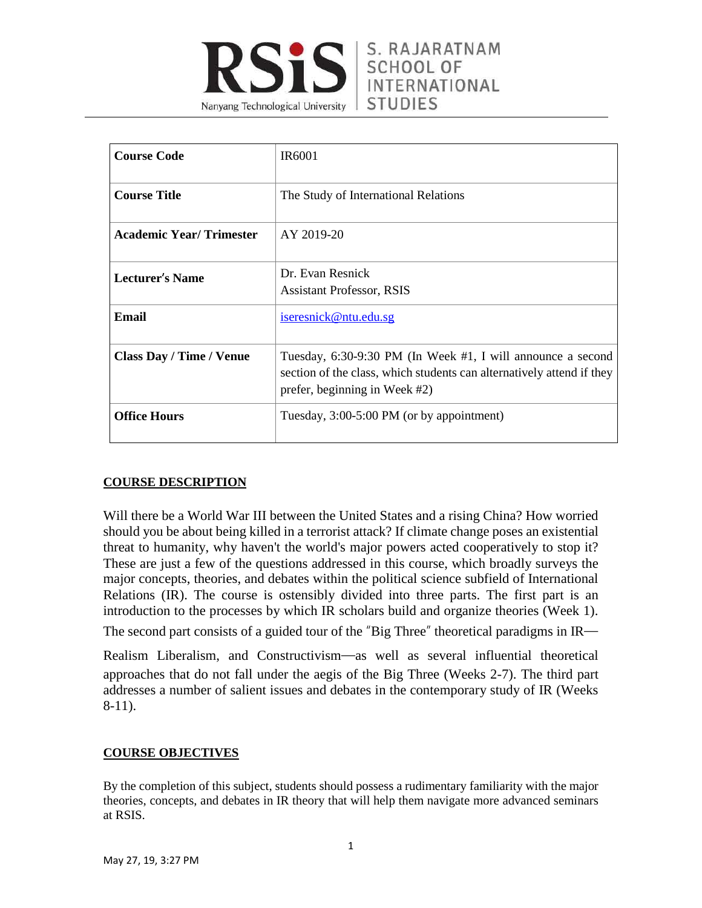| Course Code | IR6001 |
|---|---|
| Course Title | The Study of International Relations |
| Academic Year/ Trimester | AY 2019-20 |
| Lecturer's Name | Dr. Evan Resnick<br>Assistant Professor, RSIS |
| Email | iseresnick@ntu.edu.sg |
| Class Day / Time / Venue | Tuesday, 6:30-9:30 PM (In Week #1, I will announce a second section of the class, which students can alternatively attend if they prefer, beginning in Week #2) |
| Office Hours | Tuesday, 3:00-5:00 PM (or by appointment) |

## COURSE DESCRIPTION

Will there be a World War III between the United States and a rising China? How worried should you be about being killed in a terrorist attack? If climate change poses an existential threat to humanity, why haven't the world's major powers acted cooperatively to stop it? These are just a few of the questions addressed in this course, which broadly surveys the major concepts, theories, and debates within the political science subfield of International Relations (IR). The course is ostensibly divided into three parts. The first part is an introduction to the processes by which IR scholars build and organize theories (Week 1). The second part consists of a guided tour of the "Big Three" theoretical paradigms in IR—Realism Liberalism, and Constructivism—as well as several influential theoretical approaches that do not fall under the aegis of the Big Three (Weeks 2-7). The third part addresses a number of salient issues and debates in the contemporary study of IR (Weeks 8-11).

## COURSE OBJECTIVES

By the completion of this subject, students should possess a rudimentary familiarity with the major theories, concepts, and debates in IR theory that will help them navigate more advanced seminars at RSIS.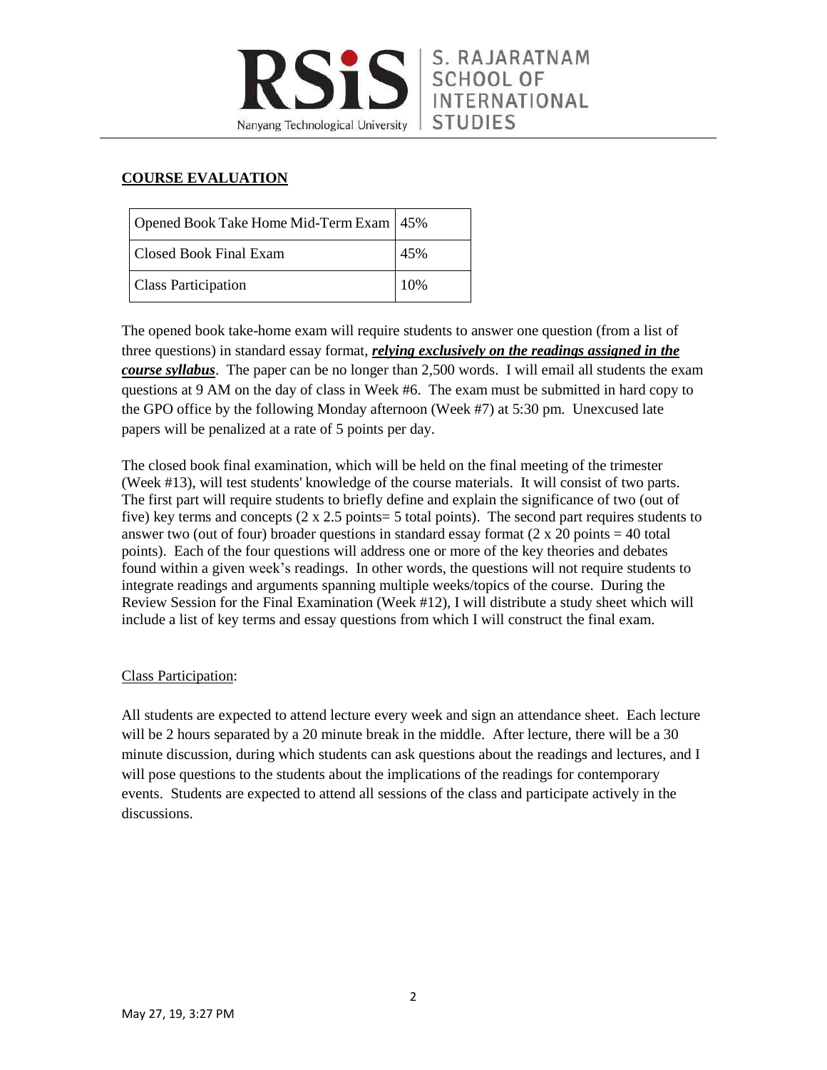## COURSE EVALUATION

| Opened Book Take Home Mid-Term Exam | 45% |
| --- | --- |
| Closed Book Final Exam | 45% |
| Class Participation | 10% |

The opened book take-home exam will require students to answer one question (from a list of three questions) in standard essay format, ***relying exclusively on the readings assigned in the course syllabus***. The paper can be no longer than 2,500 words. I will email all students the exam questions at 9 AM on the day of class in Week #6. The exam must be submitted in hard copy to the GPO office by the following Monday afternoon (Week #7) at 5:30 pm. Unexcused late papers will be penalized at a rate of 5 points per day.

The closed book final examination, which will be held on the final meeting of the trimester (Week #13), will test students' knowledge of the course materials. It will consist of two parts. The first part will require students to briefly define and explain the significance of two (out of five) key terms and concepts (2 x 2.5 points= 5 total points). The second part requires students to answer two (out of four) broader questions in standard essay format (2 x 20 points = 40 total points). Each of the four questions will address one or more of the key theories and debates found within a given week's readings. In other words, the questions will not require students to integrate readings and arguments spanning multiple weeks/topics of the course. During the Review Session for the Final Examination (Week #12), I will distribute a study sheet which will include a list of key terms and essay questions from which I will construct the final exam.

Class Participation:

All students are expected to attend lecture every week and sign an attendance sheet. Each lecture will be 2 hours separated by a 20 minute break in the middle. After lecture, there will be a 30 minute discussion, during which students can ask questions about the readings and lectures, and I will pose questions to the students about the implications of the readings for contemporary events. Students are expected to attend all sessions of the class and participate actively in the discussions.

May 27, 19, 3:27 PM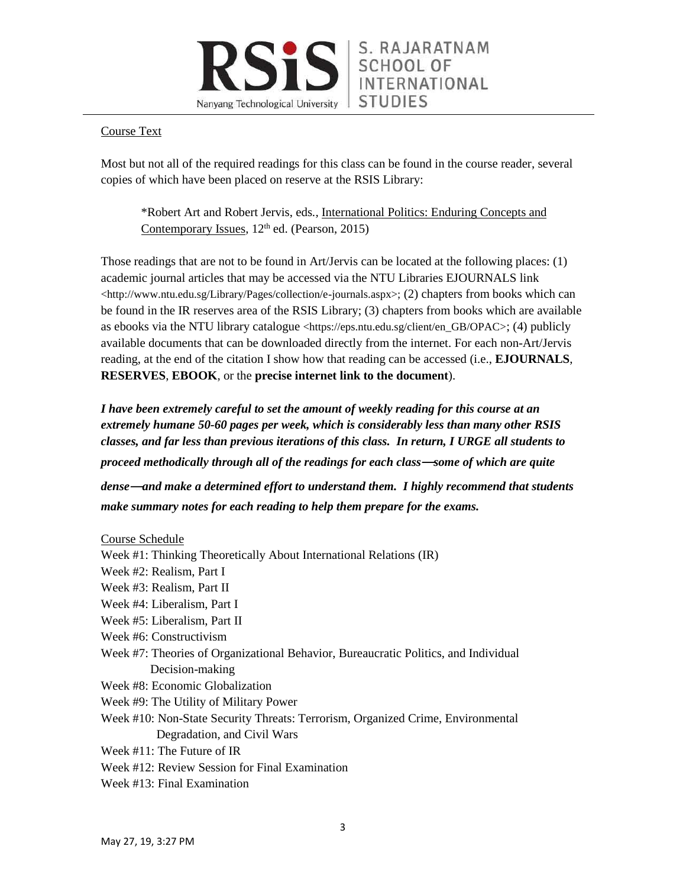## Course Text

Most but not all of the required readings for this class can be found in the course reader, several copies of which have been placed on reserve at the RSIS Library:

> *Robert Art and Robert Jervis, eds., International Politics: Enduring Concepts and Contemporary Issues, 12th ed. (Pearson, 2015)

Those readings that are not to be found in Art/Jervis can be located at the following places: (1) academic journal articles that may be accessed via the NTU Libraries EJOURNALS link <http://www.ntu.edu.sg/Library/Pages/collection/e-journals.aspx>; (2) chapters from books which can be found in the IR reserves area of the RSIS Library; (3) chapters from books which are available as ebooks via the NTU library catalogue <https://eps.ntu.edu.sg/client/en_GB/OPAC>; (4) publicly available documents that can be downloaded directly from the internet. For each non-Art/Jervis reading, at the end of the citation I show how that reading can be accessed (i.e., **EJOURNALS**, **RESERVES**, **EBOOK**, or the **precise internet link to the document**).

***I have been extremely careful to set the amount of weekly reading for this course at an extremely humane 50-60 pages per week, which is considerably less than many other RSIS classes, and far less than previous iterations of this class. In return, I URGE all students to proceed methodically through all of the readings for each class—some of which are quite dense—and make a determined effort to understand them. I highly recommend that students make summary notes for each reading to help them prepare for the exams.***

## Course Schedule

Week #1: Thinking Theoretically About International Relations (IR)
Week #2: Realism, Part I
Week #3: Realism, Part II
Week #4: Liberalism, Part I
Week #5: Liberalism, Part II
Week #6: Constructivism
Week #7: Theories of Organizational Behavior, Bureaucratic Politics, and Individual Decision-making
Week #8: Economic Globalization
Week #9: The Utility of Military Power
Week #10: Non-State Security Threats: Terrorism, Organized Crime, Environmental Degradation, and Civil Wars
Week #11: The Future of IR
Week #12: Review Session for Final Examination
Week #13: Final Examination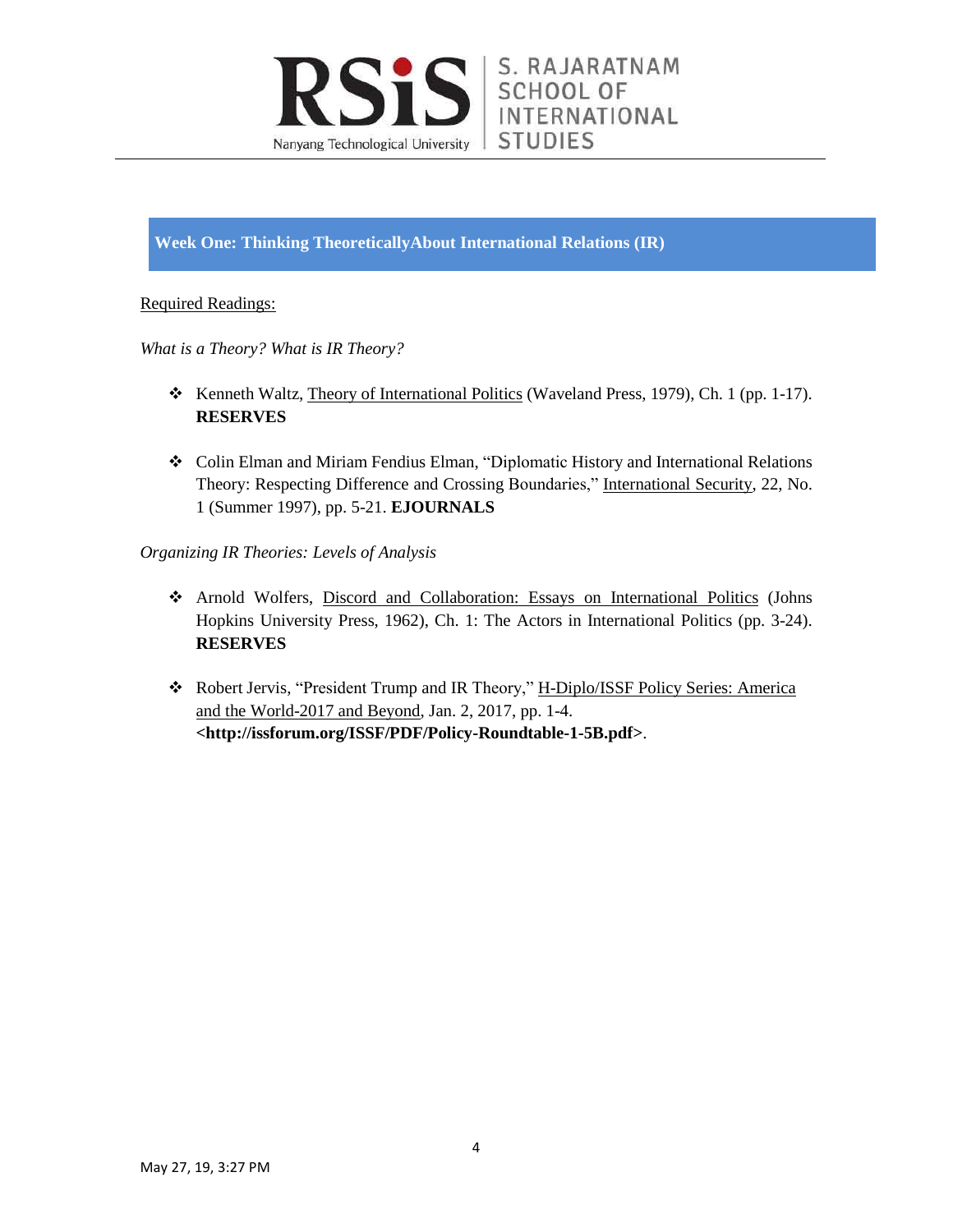## Week One: Thinking TheoreticallyAbout International Relations (IR)

Required Readings:

*What is a Theory? What is IR Theory?*

- Kenneth Waltz, Theory of International Politics (Waveland Press, 1979), Ch. 1 (pp. 1-17). **RESERVES**

- Colin Elman and Miriam Fendius Elman, "Diplomatic History and International Relations Theory: Respecting Difference and Crossing Boundaries," International Security, 22, No. 1 (Summer 1997), pp. 5-21. **EJOURNALS**

*Organizing IR Theories: Levels of Analysis*

- Arnold Wolfers, Discord and Collaboration: Essays on International Politics (Johns Hopkins University Press, 1962), Ch. 1: The Actors in International Politics (pp. 3-24). **RESERVES**

- Robert Jervis, "President Trump and IR Theory," H-Diplo/ISSF Policy Series: America and the World-2017 and Beyond, Jan. 2, 2017, pp. 1-4. **<http://issforum.org/ISSF/PDF/Policy-Roundtable-1-5B.pdf>**.

May 27, 19, 3:27 PM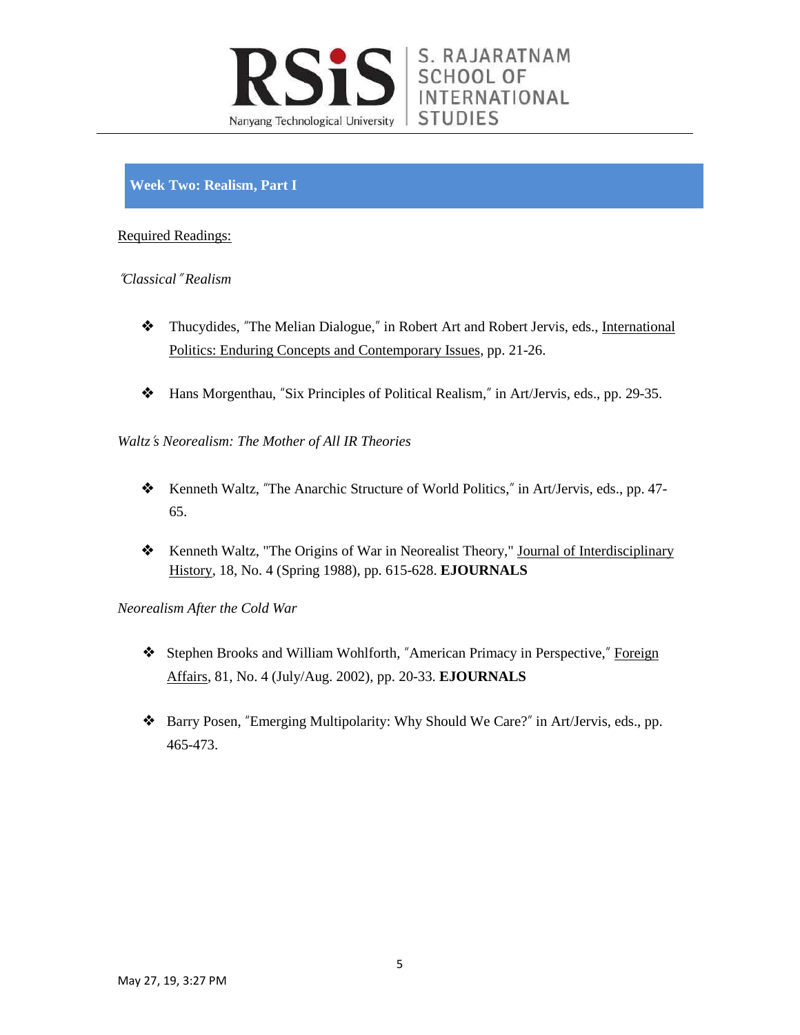## Week Two: Realism, Part I

Required Readings:

*"Classical" Realism*

- Thucydides, "The Melian Dialogue," in Robert Art and Robert Jervis, eds., International Politics: Enduring Concepts and Contemporary Issues, pp. 21-26.

- Hans Morgenthau, "Six Principles of Political Realism," in Art/Jervis, eds., pp. 29-35.

*Waltz's Neorealism: The Mother of All IR Theories*

- Kenneth Waltz, "The Anarchic Structure of World Politics," in Art/Jervis, eds., pp. 47-65.

- Kenneth Waltz, "The Origins of War in Neorealist Theory," Journal of Interdisciplinary History, 18, No. 4 (Spring 1988), pp. 615-628. **EJOURNALS**

*Neorealism After the Cold War*

- Stephen Brooks and William Wohlforth, "American Primacy in Perspective," Foreign Affairs, 81, No. 4 (July/Aug. 2002), pp. 20-33. **EJOURNALS**

- Barry Posen, "Emerging Multipolarity: Why Should We Care?" in Art/Jervis, eds., pp. 465-473.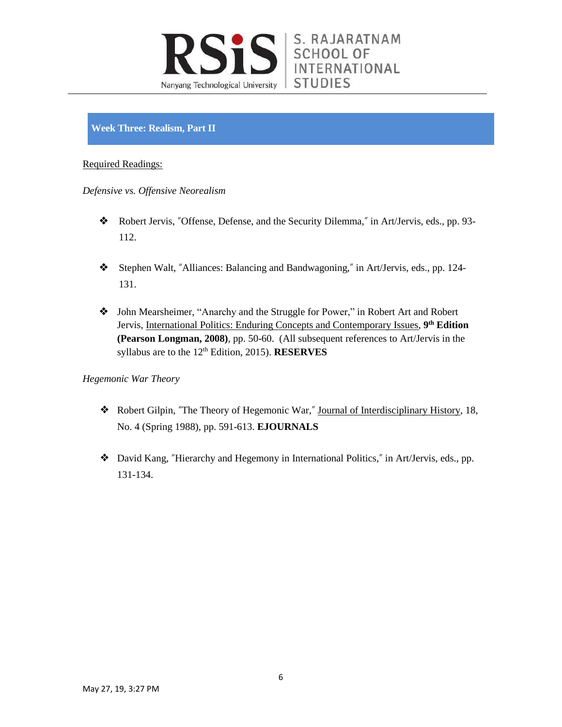## Week Three: Realism, Part II

Required Readings:

*Defensive vs. Offensive Neorealism*

- Robert Jervis, ″Offense, Defense, and the Security Dilemma,″ in Art/Jervis, eds., pp. 93-112.

- Stephen Walt, ″Alliances: Balancing and Bandwagoning,″ in Art/Jervis, eds., pp. 124-131.

- John Mearsheimer, "Anarchy and the Struggle for Power," in Robert Art and Robert Jervis, International Politics: Enduring Concepts and Contemporary Issues, **9th Edition (Pearson Longman, 2008)**, pp. 50-60. (All subsequent references to Art/Jervis in the syllabus are to the 12th Edition, 2015). **RESERVES**

*Hegemonic War Theory*

- Robert Gilpin, ″The Theory of Hegemonic War,″ Journal of Interdisciplinary History, 18, No. 4 (Spring 1988), pp. 591-613. **EJOURNALS**

- David Kang, ″Hierarchy and Hegemony in International Politics,″ in Art/Jervis, eds., pp. 131-134.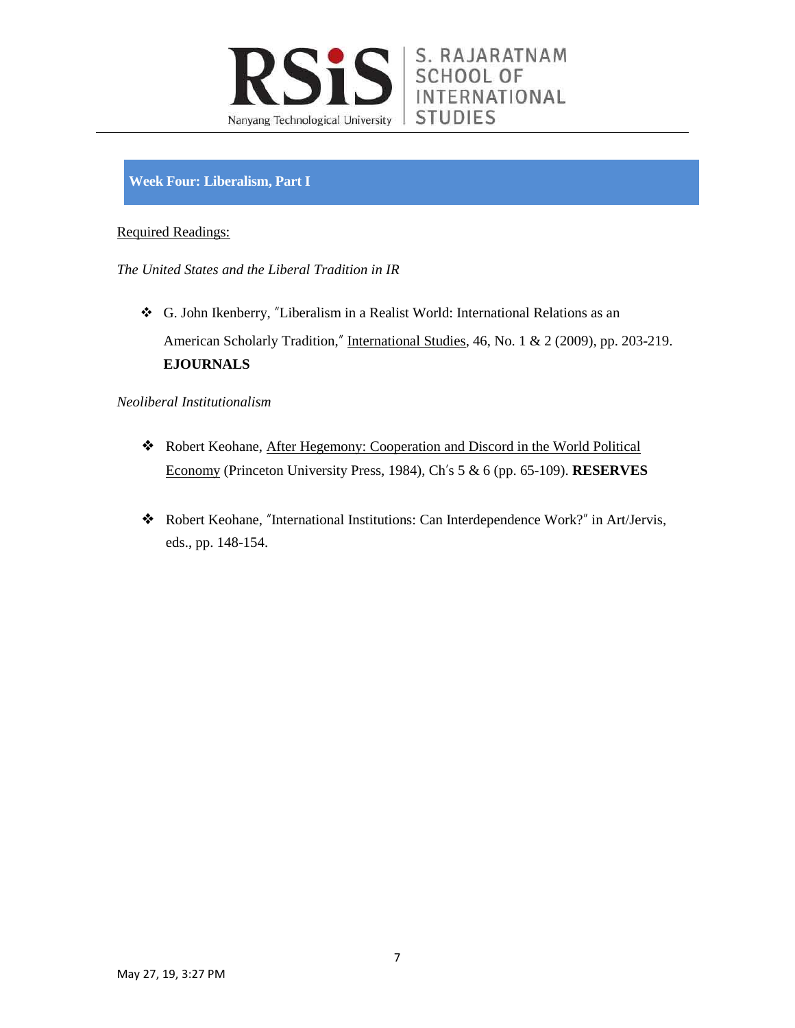## Week Four: Liberalism, Part I

Required Readings:

*The United States and the Liberal Tradition in IR*

- G. John Ikenberry, "Liberalism in a Realist World: International Relations as an American Scholarly Tradition," International Studies, 46, No. 1 & 2 (2009), pp. 203-219. **EJOURNALS**

*Neoliberal Institutionalism*

- Robert Keohane, After Hegemony: Cooperation and Discord in the World Political Economy (Princeton University Press, 1984), Ch's 5 & 6 (pp. 65-109). **RESERVES**

- Robert Keohane, "International Institutions: Can Interdependence Work?" in Art/Jervis, eds., pp. 148-154.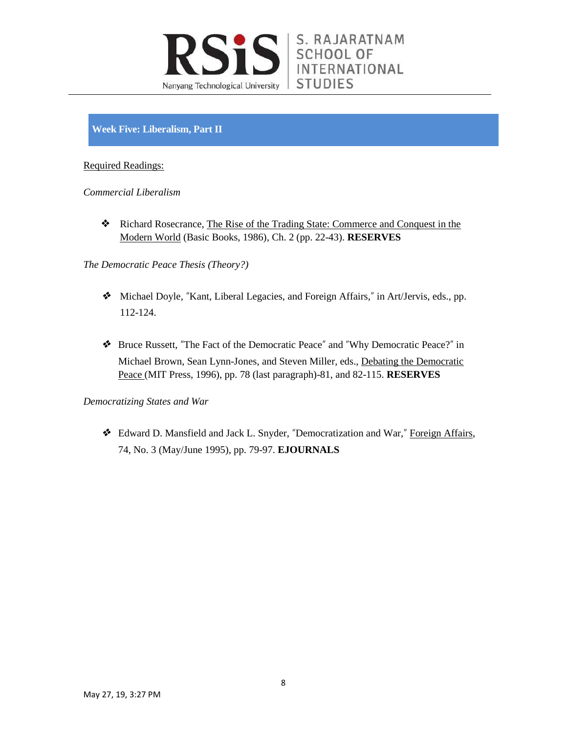## Week Five: Liberalism, Part II

Required Readings:

*Commercial Liberalism*

- Richard Rosecrance, The Rise of the Trading State: Commerce and Conquest in the Modern World (Basic Books, 1986), Ch. 2 (pp. 22-43). **RESERVES**

*The Democratic Peace Thesis (Theory?)*

- Michael Doyle, "Kant, Liberal Legacies, and Foreign Affairs," in Art/Jervis, eds., pp. 112-124.

- Bruce Russett, "The Fact of the Democratic Peace" and "Why Democratic Peace?" in Michael Brown, Sean Lynn-Jones, and Steven Miller, eds., Debating the Democratic Peace (MIT Press, 1996), pp. 78 (last paragraph)-81, and 82-115. **RESERVES**

*Democratizing States and War*

- Edward D. Mansfield and Jack L. Snyder, "Democratization and War," Foreign Affairs, 74, No. 3 (May/June 1995), pp. 79-97. **EJOURNALS**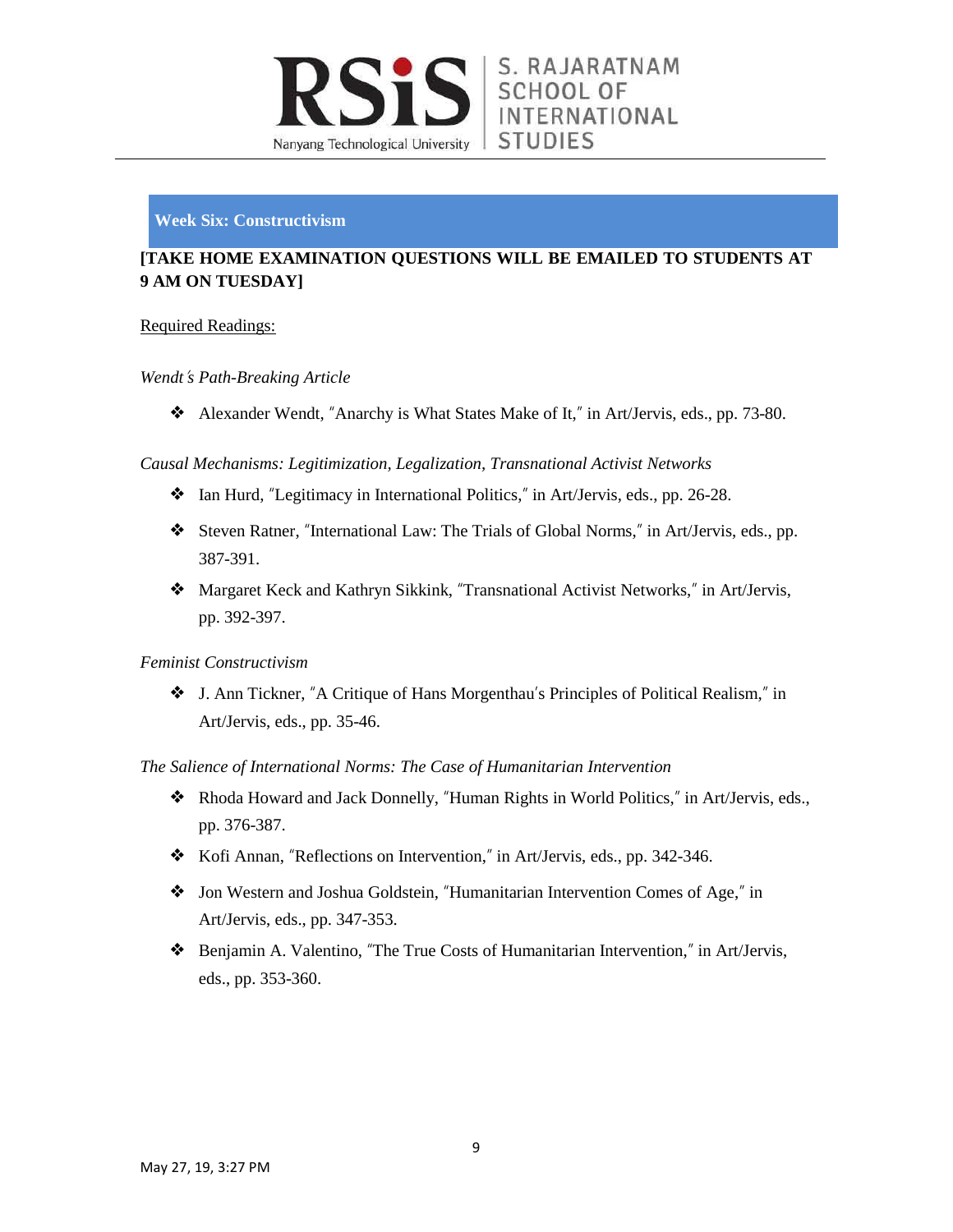## Week Six: Constructivism

**[TAKE HOME EXAMINATION QUESTIONS WILL BE EMAILED TO STUDENTS AT 9 AM ON TUESDAY]**

Required Readings:

*Wendt's Path-Breaking Article*

- Alexander Wendt, "Anarchy is What States Make of It," in Art/Jervis, eds., pp. 73-80.

*Causal Mechanisms: Legitimization, Legalization, Transnational Activist Networks*

- Ian Hurd, "Legitimacy in International Politics," in Art/Jervis, eds., pp. 26-28.
- Steven Ratner, "International Law: The Trials of Global Norms," in Art/Jervis, eds., pp. 387-391.
- Margaret Keck and Kathryn Sikkink, "Transnational Activist Networks," in Art/Jervis, pp. 392-397.

*Feminist Constructivism*

- J. Ann Tickner, "A Critique of Hans Morgenthau's Principles of Political Realism," in Art/Jervis, eds., pp. 35-46.

*The Salience of International Norms: The Case of Humanitarian Intervention*

- Rhoda Howard and Jack Donnelly, "Human Rights in World Politics," in Art/Jervis, eds., pp. 376-387.
- Kofi Annan, "Reflections on Intervention," in Art/Jervis, eds., pp. 342-346.
- Jon Western and Joshua Goldstein, "Humanitarian Intervention Comes of Age," in Art/Jervis, eds., pp. 347-353.
- Benjamin A. Valentino, "The True Costs of Humanitarian Intervention," in Art/Jervis, eds., pp. 353-360.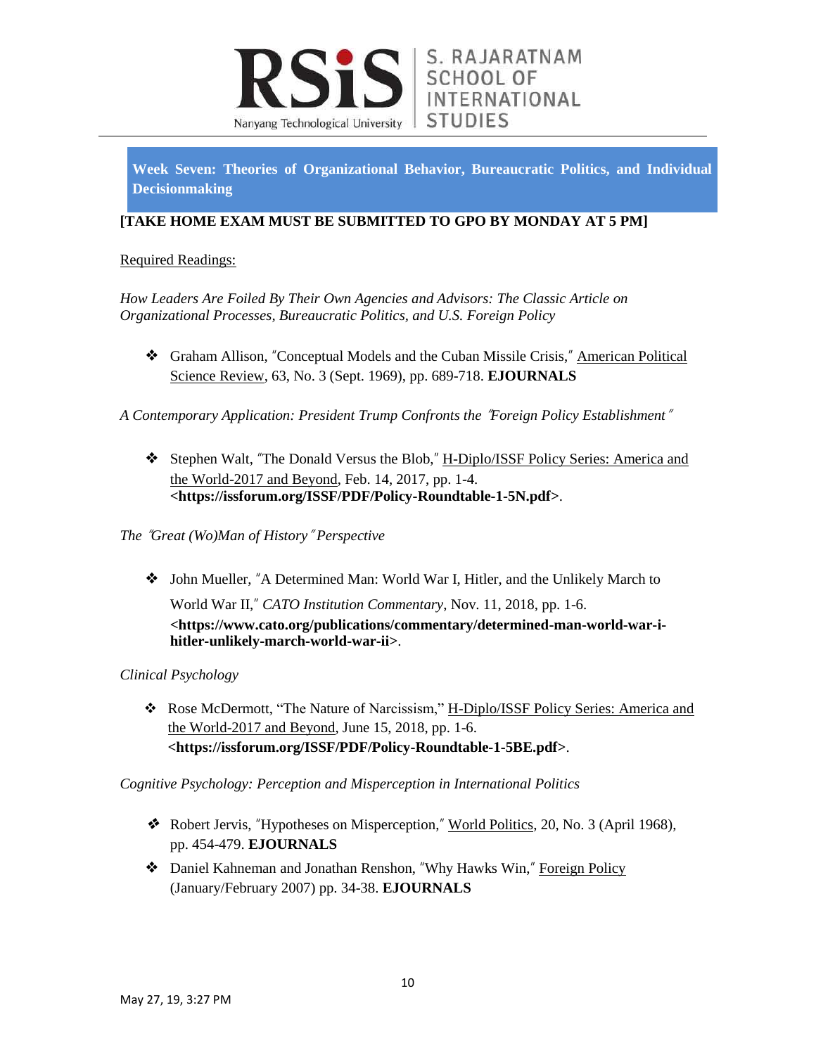## Week Seven: Theories of Organizational Behavior, Bureaucratic Politics, and Individual Decisionmaking

**[TAKE HOME EXAM MUST BE SUBMITTED TO GPO BY MONDAY AT 5 PM]**

Required Readings:

*How Leaders Are Foiled By Their Own Agencies and Advisors: The Classic Article on Organizational Processes, Bureaucratic Politics, and U.S. Foreign Policy*

- Graham Allison, "Conceptual Models and the Cuban Missile Crisis," American Political Science Review, 63, No. 3 (Sept. 1969), pp. 689-718. **EJOURNALS**

*A Contemporary Application: President Trump Confronts the "Foreign Policy Establishment"*

- Stephen Walt, "The Donald Versus the Blob," H-Diplo/ISSF Policy Series: America and the World-2017 and Beyond, Feb. 14, 2017, pp. 1-4. **<https://issforum.org/ISSF/PDF/Policy-Roundtable-1-5N.pdf>**.

*The "Great (Wo)Man of History" Perspective*

- John Mueller, "A Determined Man: World War I, Hitler, and the Unlikely March to World War II," *CATO Institution Commentary*, Nov. 11, 2018, pp. 1-6. **<https://www.cato.org/publications/commentary/determined-man-world-war-i-hitler-unlikely-march-world-war-ii>**.

*Clinical Psychology*

- Rose McDermott, "The Nature of Narcissism," H-Diplo/ISSF Policy Series: America and the World-2017 and Beyond, June 15, 2018, pp. 1-6. **<https://issforum.org/ISSF/PDF/Policy-Roundtable-1-5BE.pdf>**.

*Cognitive Psychology: Perception and Misperception in International Politics*

- Robert Jervis, "Hypotheses on Misperception," World Politics, 20, No. 3 (April 1968), pp. 454-479. **EJOURNALS**
- Daniel Kahneman and Jonathan Renshon, "Why Hawks Win," Foreign Policy (January/February 2007) pp. 34-38. **EJOURNALS**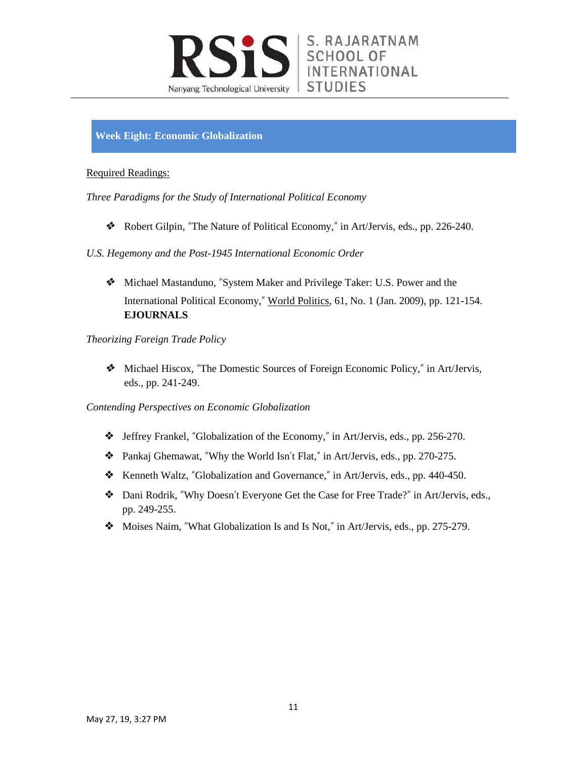## Week Eight: Economic Globalization

Required Readings:

*Three Paradigms for the Study of International Political Economy*

- Robert Gilpin, "The Nature of Political Economy," in Art/Jervis, eds., pp. 226-240.

*U.S. Hegemony and the Post-1945 International Economic Order*

- Michael Mastanduno, "System Maker and Privilege Taker: U.S. Power and the International Political Economy," World Politics, 61, No. 1 (Jan. 2009), pp. 121-154. **EJOURNALS**

*Theorizing Foreign Trade Policy*

- Michael Hiscox, "The Domestic Sources of Foreign Economic Policy," in Art/Jervis, eds., pp. 241-249.

*Contending Perspectives on Economic Globalization*

- Jeffrey Frankel, "Globalization of the Economy," in Art/Jervis, eds., pp. 256-270.
- Pankaj Ghemawat, "Why the World Isn't Flat," in Art/Jervis, eds., pp. 270-275.
- Kenneth Waltz, "Globalization and Governance," in Art/Jervis, eds., pp. 440-450.
- Dani Rodrik, "Why Doesn't Everyone Get the Case for Free Trade?" in Art/Jervis, eds., pp. 249-255.
- Moises Naim, "What Globalization Is and Is Not," in Art/Jervis, eds., pp. 275-279.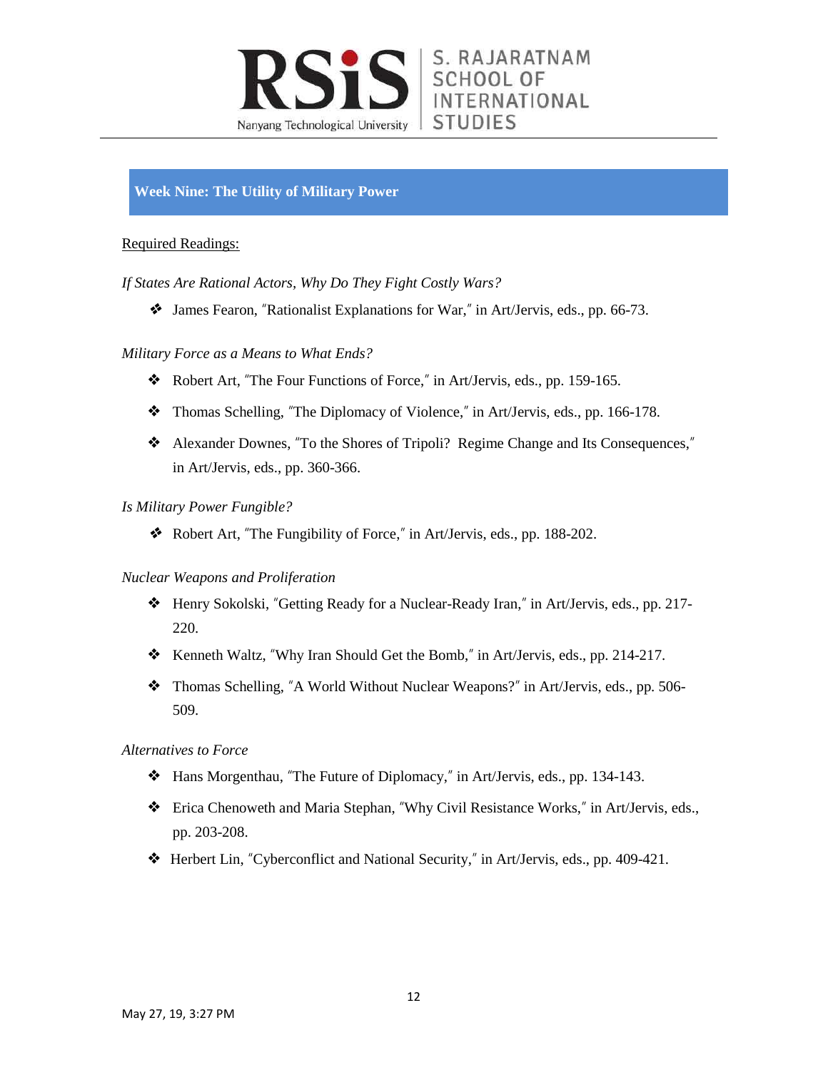## Week Nine: The Utility of Military Power

<u>Required Readings:</u>

*If States Are Rational Actors, Why Do They Fight Costly Wars?*

- James Fearon, "Rationalist Explanations for War," in Art/Jervis, eds., pp. 66-73.

*Military Force as a Means to What Ends?*

- Robert Art, "The Four Functions of Force," in Art/Jervis, eds., pp. 159-165.
- Thomas Schelling, "The Diplomacy of Violence," in Art/Jervis, eds., pp. 166-178.
- Alexander Downes, "To the Shores of Tripoli? Regime Change and Its Consequences," in Art/Jervis, eds., pp. 360-366.

*Is Military Power Fungible?*

- Robert Art, "The Fungibility of Force," in Art/Jervis, eds., pp. 188-202.

*Nuclear Weapons and Proliferation*

- Henry Sokolski, "Getting Ready for a Nuclear-Ready Iran," in Art/Jervis, eds., pp. 217-220.
- Kenneth Waltz, "Why Iran Should Get the Bomb," in Art/Jervis, eds., pp. 214-217.
- Thomas Schelling, "A World Without Nuclear Weapons?" in Art/Jervis, eds., pp. 506-509.

*Alternatives to Force*

- Hans Morgenthau, "The Future of Diplomacy," in Art/Jervis, eds., pp. 134-143.
- Erica Chenoweth and Maria Stephan, "Why Civil Resistance Works," in Art/Jervis, eds., pp. 203-208.
- Herbert Lin, "Cyberconflict and National Security," in Art/Jervis, eds., pp. 409-421.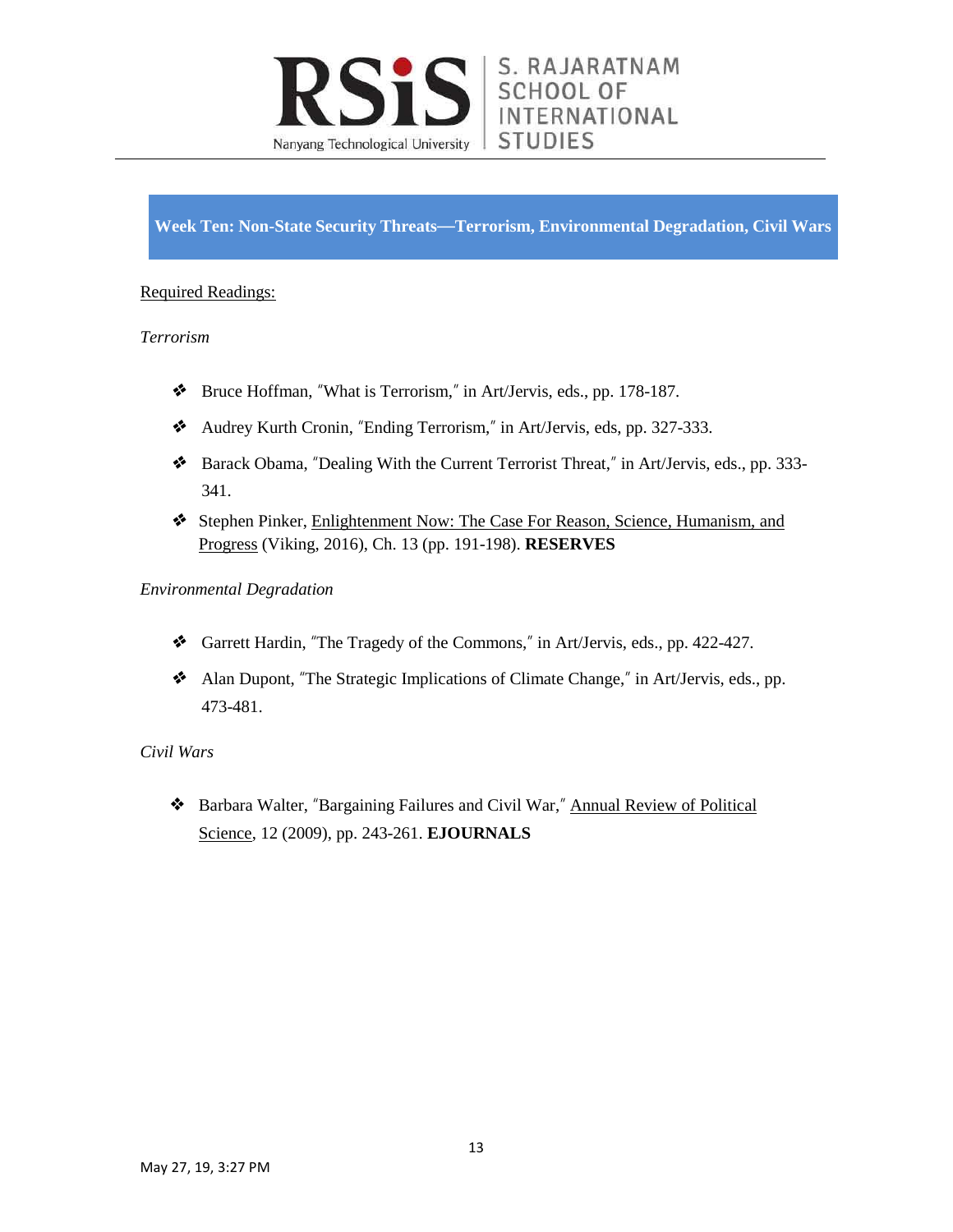## Week Ten: Non-State Security Threats—Terrorism, Environmental Degradation, Civil Wars

Required Readings:

*Terrorism*

- Bruce Hoffman, "What is Terrorism," in Art/Jervis, eds., pp. 178-187.
- Audrey Kurth Cronin, "Ending Terrorism," in Art/Jervis, eds, pp. 327-333.
- Barack Obama, "Dealing With the Current Terrorist Threat," in Art/Jervis, eds., pp. 333-341.
- Stephen Pinker, Enlightenment Now: The Case For Reason, Science, Humanism, and Progress (Viking, 2016), Ch. 13 (pp. 191-198). **RESERVES**

*Environmental Degradation*

- Garrett Hardin, "The Tragedy of the Commons," in Art/Jervis, eds., pp. 422-427.
- Alan Dupont, "The Strategic Implications of Climate Change," in Art/Jervis, eds., pp. 473-481.

*Civil Wars*

- Barbara Walter, "Bargaining Failures and Civil War," Annual Review of Political Science, 12 (2009), pp. 243-261. **EJOURNALS**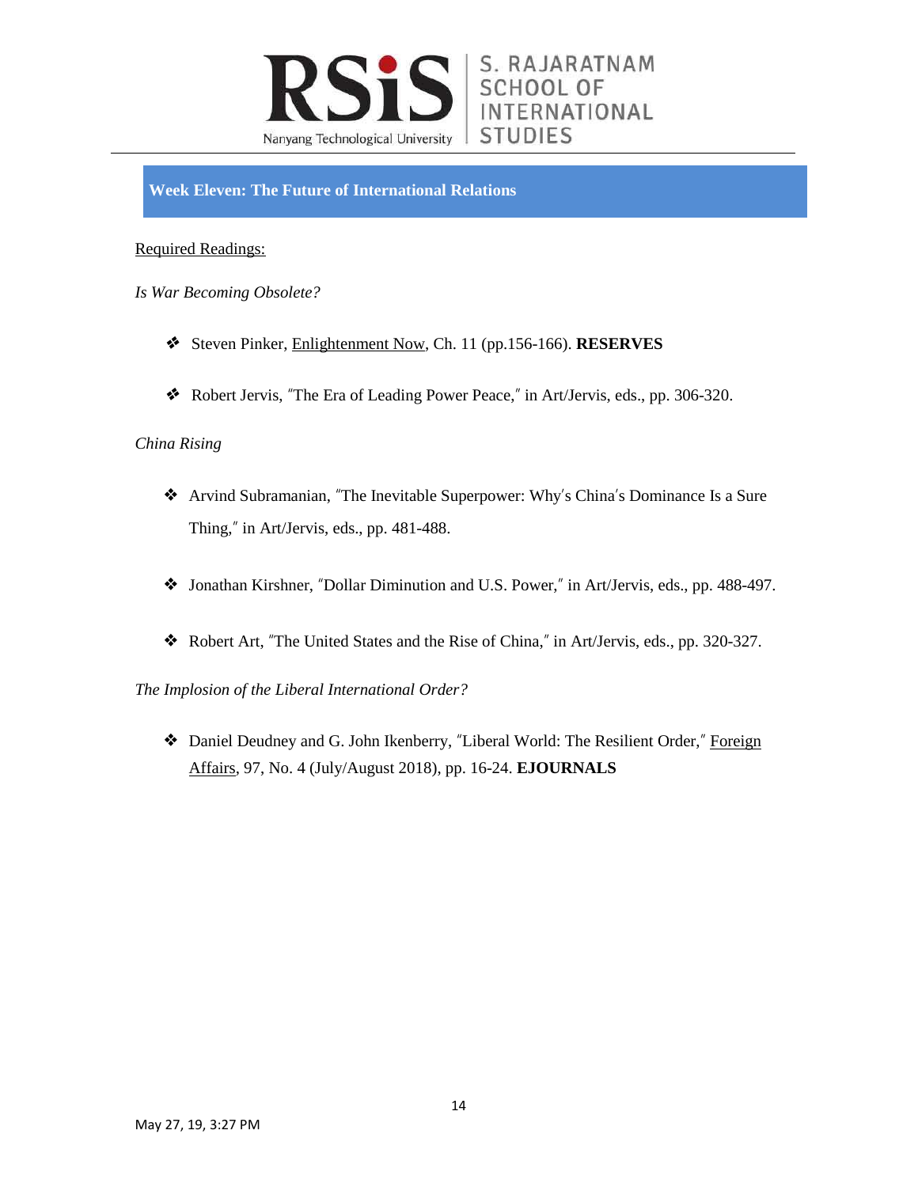## Week Eleven: The Future of International Relations

Required Readings:

*Is War Becoming Obsolete?*

- Steven Pinker, Enlightenment Now, Ch. 11 (pp.156-166). **RESERVES**
- Robert Jervis, ″The Era of Leading Power Peace,″ in Art/Jervis, eds., pp. 306-320.

*China Rising*

- Arvind Subramanian, ″The Inevitable Superpower: Why′s China′s Dominance Is a Sure Thing,″ in Art/Jervis, eds., pp. 481-488.
- Jonathan Kirshner, ″Dollar Diminution and U.S. Power,″ in Art/Jervis, eds., pp. 488-497.
- Robert Art, ″The United States and the Rise of China,″ in Art/Jervis, eds., pp. 320-327.

*The Implosion of the Liberal International Order?*

- Daniel Deudney and G. John Ikenberry, "Liberal World: The Resilient Order,″ Foreign Affairs, 97, No. 4 (July/August 2018), pp. 16-24. **EJOURNALS**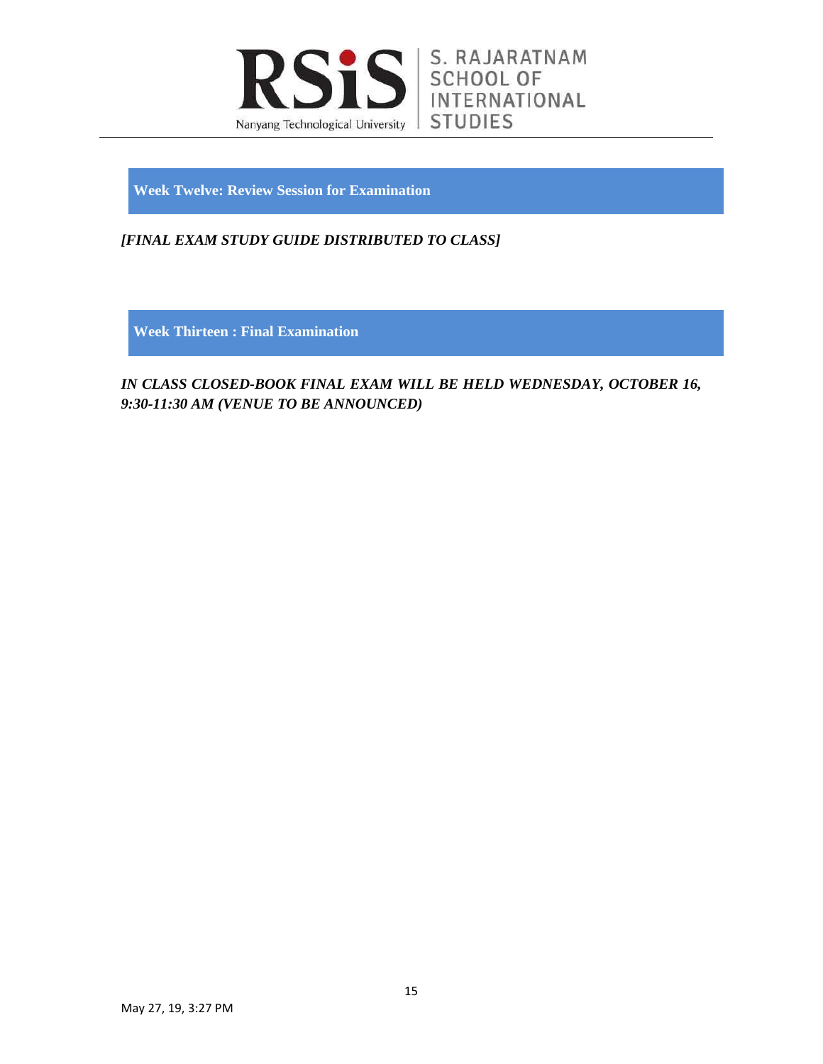## Week Twelve: Review Session for Examination

***[FINAL EXAM STUDY GUIDE DISTRIBUTED TO CLASS]***

## Week Thirteen : Final Examination

***IN CLASS CLOSED-BOOK FINAL EXAM WILL BE HELD WEDNESDAY, OCTOBER 16, 9:30-11:30 AM (VENUE TO BE ANNOUNCED)***